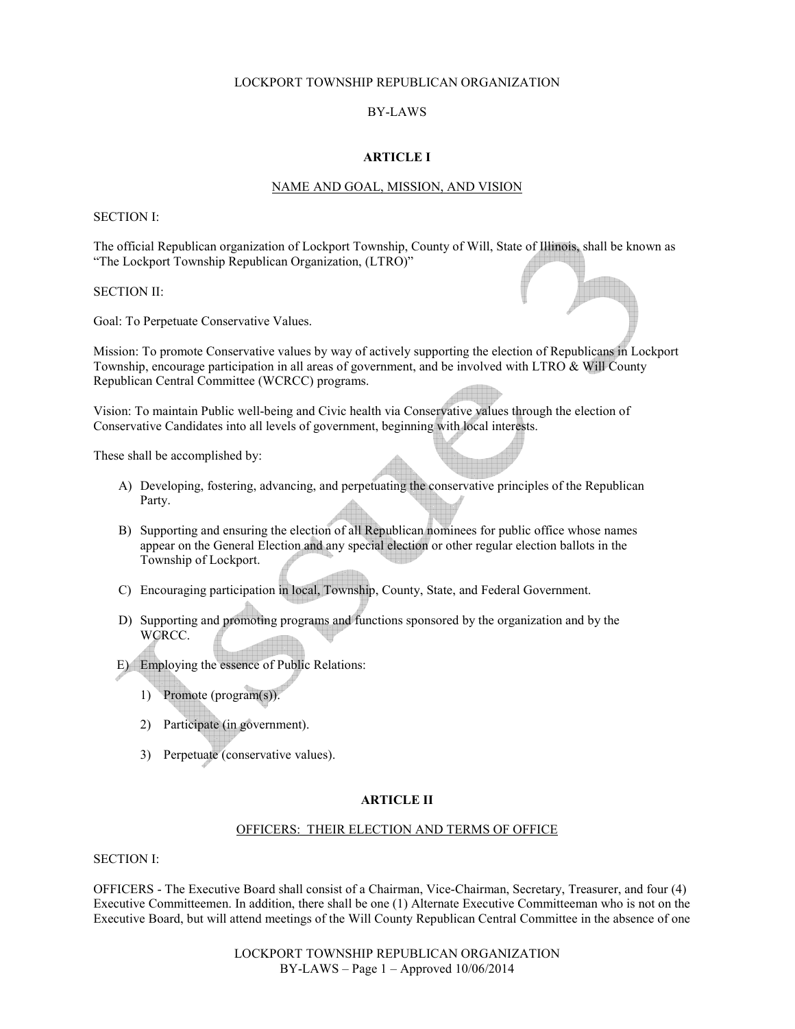LOCKPORT TOWNSHIP REPUBLICAN ORGANIZATION

BY-LAWS

## ARTICLE I

### NAME AND GOAL, MISSION, AND VISION

SECTION I:

The official Republican organization of Lockport Township, County of Will, State of Illinois, shall be known as "The Lockport Township Republican Organization, (LTRO)"

SECTION II:

Goal: To Perpetuate Conservative Values.

Mission: To promote Conservative values by way of actively supporting the election of Republicans in Lockport Township, encourage participation in all areas of government, and be involved with LTRO & Will County Republican Central Committee (WCRCC) programs.

Vision: To maintain Public well-being and Civic health via Conservative values through the election of Conservative Candidates into all levels of government, beginning with local interests.

These shall be accomplished by:

A) Developing, fostering, advancing, and perpetuating the conservative principles of the Republican Party.

B) Supporting and ensuring the election of all Republican nominees for public office whose names appear on the General Election and any special election or other regular election ballots in the Township of Lockport.

C) Encouraging participation in local, Township, County, State, and Federal Government.

D) Supporting and promoting programs and functions sponsored by the organization and by the WCRCC.

E) Employing the essence of Public Relations:

   1) Promote (program(s)).

   2) Participate (in government).

   3) Perpetuate (conservative values).

## ARTICLE II

### OFFICERS: THEIR ELECTION AND TERMS OF OFFICE

SECTION I:

OFFICERS - The Executive Board shall consist of a Chairman, Vice-Chairman, Secretary, Treasurer, and four (4) Executive Committeemen. In addition, there shall be one (1) Alternate Executive Committeeman who is not on the Executive Board, but will attend meetings of the Will County Republican Central Committee in the absence of one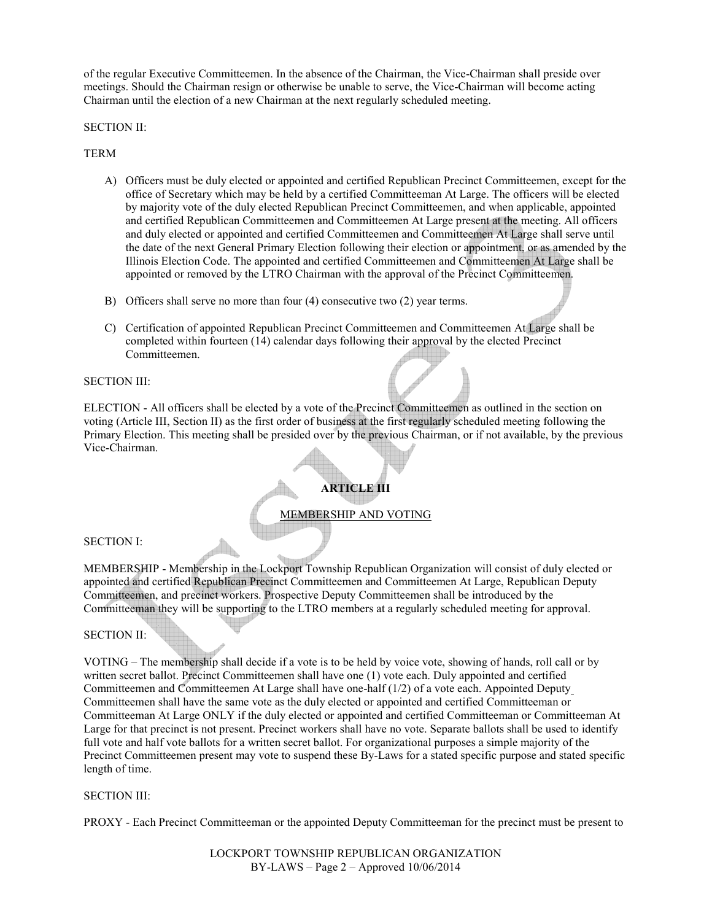of the regular Executive Committeemen. In the absence of the Chairman, the Vice-Chairman shall preside over meetings. Should the Chairman resign or otherwise be unable to serve, the Vice-Chairman will become acting Chairman until the election of a new Chairman at the next regularly scheduled meeting.

SECTION II:

TERM

A) Officers must be duly elected or appointed and certified Republican Precinct Committeemen, except for the office of Secretary which may be held by a certified Committeeman At Large. The officers will be elected by majority vote of the duly elected Republican Precinct Committeemen, and when applicable, appointed and certified Republican Committeemen and Committeemen At Large present at the meeting. All officers and duly elected or appointed and certified Committeemen and Committeemen At Large shall serve until the date of the next General Primary Election following their election or appointment, or as amended by the Illinois Election Code. The appointed and certified Committeemen and Committeemen At Large shall be appointed or removed by the LTRO Chairman with the approval of the Precinct Committeemen.

B) Officers shall serve no more than four (4) consecutive two (2) year terms.

C) Certification of appointed Republican Precinct Committeemen and Committeemen At Large shall be completed within fourteen (14) calendar days following their approval by the elected Precinct Committeemen.

SECTION III:

ELECTION - All officers shall be elected by a vote of the Precinct Committeemen as outlined in the section on voting (Article III, Section II) as the first order of business at the first regularly scheduled meeting following the Primary Election. This meeting shall be presided over by the previous Chairman, or if not available, by the previous Vice-Chairman.

## ARTICLE III

### MEMBERSHIP AND VOTING

SECTION I:

MEMBERSHIP - Membership in the Lockport Township Republican Organization will consist of duly elected or appointed and certified Republican Precinct Committeemen and Committeemen At Large, Republican Deputy Committeemen, and precinct workers. Prospective Deputy Committeemen shall be introduced by the Committeeman they will be supporting to the LTRO members at a regularly scheduled meeting for approval.

SECTION II:

VOTING – The membership shall decide if a vote is to be held by voice vote, showing of hands, roll call or by written secret ballot. Precinct Committeemen shall have one (1) vote each. Duly appointed and certified Committeemen and Committeemen At Large shall have one-half (1/2) of a vote each. Appointed Deputy Committeemen shall have the same vote as the duly elected or appointed and certified Committeeman or Committeeman At Large ONLY if the duly elected or appointed and certified Committeeman or Committeeman At Large for that precinct is not present. Precinct workers shall have no vote. Separate ballots shall be used to identify full vote and half vote ballots for a written secret ballot. For organizational purposes a simple majority of the Precinct Committeemen present may vote to suspend these By-Laws for a stated specific purpose and stated specific length of time.

SECTION III:

PROXY - Each Precinct Committeeman or the appointed Deputy Committeeman for the precinct must be present to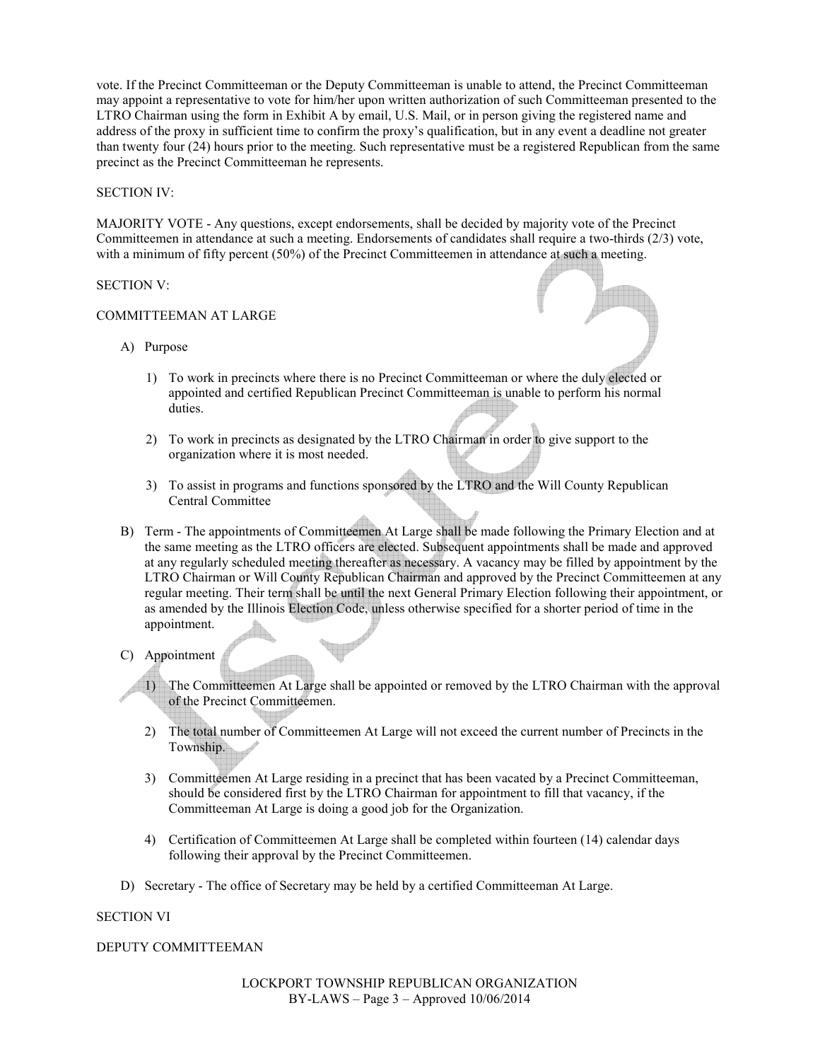vote. If the Precinct Committeeman or the Deputy Committeeman is unable to attend, the Precinct Committeeman may appoint a representative to vote for him/her upon written authorization of such Committeeman presented to the LTRO Chairman using the form in Exhibit A by email, U.S. Mail, or in person giving the registered name and address of the proxy in sufficient time to confirm the proxy's qualification, but in any event a deadline not greater than twenty four (24) hours prior to the meeting. Such representative must be a registered Republican from the same precinct as the Precinct Committeeman he represents.

SECTION IV:

MAJORITY VOTE - Any questions, except endorsements, shall be decided by majority vote of the Precinct Committeemen in attendance at such a meeting. Endorsements of candidates shall require a two-thirds (2/3) vote, with a minimum of fifty percent (50%) of the Precinct Committeemen in attendance at such a meeting.

SECTION V:

COMMITTEEMAN AT LARGE

A) Purpose

   1) To work in precincts where there is no Precinct Committeeman or where the duly elected or appointed and certified Republican Precinct Committeeman is unable to perform his normal duties.

   2) To work in precincts as designated by the LTRO Chairman in order to give support to the organization where it is most needed.

   3) To assist in programs and functions sponsored by the LTRO and the Will County Republican Central Committee

B) Term - The appointments of Committeemen At Large shall be made following the Primary Election and at the same meeting as the LTRO officers are elected. Subsequent appointments shall be made and approved at any regularly scheduled meeting thereafter as necessary. A vacancy may be filled by appointment by the LTRO Chairman or Will County Republican Chairman and approved by the Precinct Committeemen at any regular meeting. Their term shall be until the next General Primary Election following their appointment, or as amended by the Illinois Election Code, unless otherwise specified for a shorter period of time in the appointment.

C) Appointment

   1) The Committeemen At Large shall be appointed or removed by the LTRO Chairman with the approval of the Precinct Committeemen.

   2) The total number of Committeemen At Large will not exceed the current number of Precincts in the Township.

   3) Committeemen At Large residing in a precinct that has been vacated by a Precinct Committeeman, should be considered first by the LTRO Chairman for appointment to fill that vacancy, if the Committeeman At Large is doing a good job for the Organization.

   4) Certification of Committeemen At Large shall be completed within fourteen (14) calendar days following their approval by the Precinct Committeemen.

D) Secretary - The office of Secretary may be held by a certified Committeeman At Large.

SECTION VI

DEPUTY COMMITTEEMAN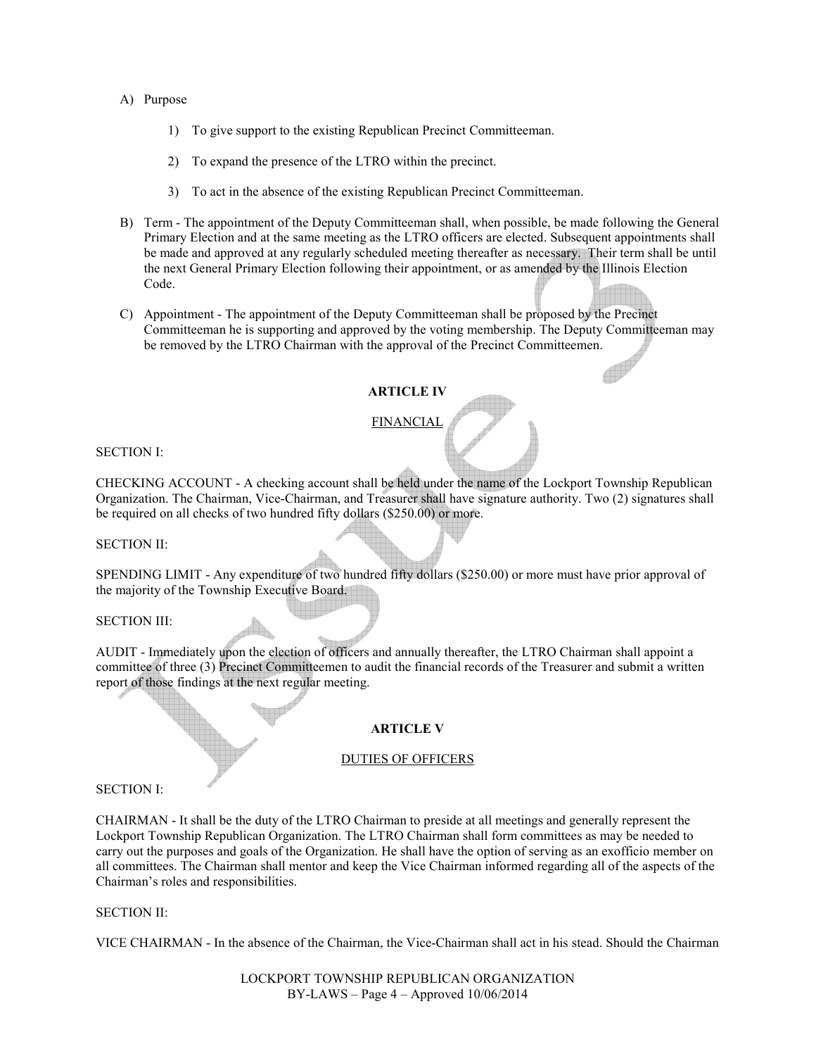A) Purpose

   1) To give support to the existing Republican Precinct Committeeman.

   2) To expand the presence of the LTRO within the precinct.

   3) To act in the absence of the existing Republican Precinct Committeeman.

B) Term - The appointment of the Deputy Committeeman shall, when possible, be made following the General Primary Election and at the same meeting as the LTRO officers are elected. Subsequent appointments shall be made and approved at any regularly scheduled meeting thereafter as necessary. Their term shall be until the next General Primary Election following their appointment, or as amended by the Illinois Election Code.

C) Appointment - The appointment of the Deputy Committeeman shall be proposed by the Precinct Committeeman he is supporting and approved by the voting membership. The Deputy Committeeman may be removed by the LTRO Chairman with the approval of the Precinct Committeemen.

## ARTICLE IV

### FINANCIAL

SECTION I:

CHECKING ACCOUNT - A checking account shall be held under the name of the Lockport Township Republican Organization. The Chairman, Vice-Chairman, and Treasurer shall have signature authority. Two (2) signatures shall be required on all checks of two hundred fifty dollars ($250.00) or more.

SECTION II:

SPENDING LIMIT - Any expenditure of two hundred fifty dollars ($250.00) or more must have prior approval of the majority of the Township Executive Board.

SECTION III:

AUDIT - Immediately upon the election of officers and annually thereafter, the LTRO Chairman shall appoint a committee of three (3) Precinct Committeemen to audit the financial records of the Treasurer and submit a written report of those findings at the next regular meeting.

## ARTICLE V

### DUTIES OF OFFICERS

SECTION I:

CHAIRMAN - It shall be the duty of the LTRO Chairman to preside at all meetings and generally represent the Lockport Township Republican Organization. The LTRO Chairman shall form committees as may be needed to carry out the purposes and goals of the Organization. He shall have the option of serving as an exofficio member on all committees. The Chairman shall mentor and keep the Vice Chairman informed regarding all of the aspects of the Chairman's roles and responsibilities.

SECTION II:

VICE CHAIRMAN - In the absence of the Chairman, the Vice-Chairman shall act in his stead. Should the Chairman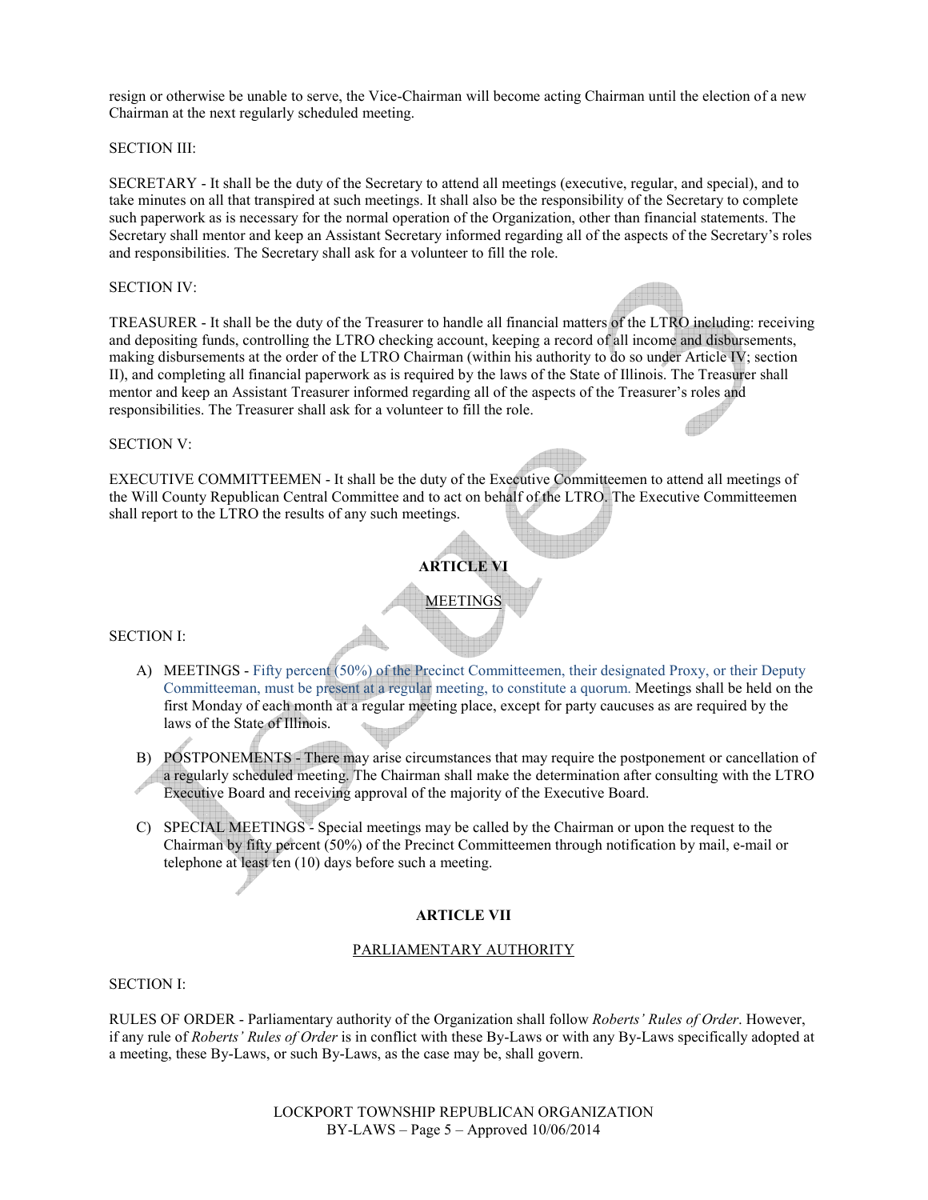resign or otherwise be unable to serve, the Vice-Chairman will become acting Chairman until the election of a new Chairman at the next regularly scheduled meeting.

SECTION III:

SECRETARY - It shall be the duty of the Secretary to attend all meetings (executive, regular, and special), and to take minutes on all that transpired at such meetings. It shall also be the responsibility of the Secretary to complete such paperwork as is necessary for the normal operation of the Organization, other than financial statements. The Secretary shall mentor and keep an Assistant Secretary informed regarding all of the aspects of the Secretary's roles and responsibilities. The Secretary shall ask for a volunteer to fill the role.

SECTION IV:

TREASURER - It shall be the duty of the Treasurer to handle all financial matters of the LTRO including: receiving and depositing funds, controlling the LTRO checking account, keeping a record of all income and disbursements, making disbursements at the order of the LTRO Chairman (within his authority to do so under Article IV; section II), and completing all financial paperwork as is required by the laws of the State of Illinois. The Treasurer shall mentor and keep an Assistant Treasurer informed regarding all of the aspects of the Treasurer's roles and responsibilities. The Treasurer shall ask for a volunteer to fill the role.

SECTION V:

EXECUTIVE COMMITTEEMEN - It shall be the duty of the Executive Committeemen to attend all meetings of the Will County Republican Central Committee and to act on behalf of the LTRO. The Executive Committeemen shall report to the LTRO the results of any such meetings.

## ARTICLE VI

## MEETINGS

SECTION I:

A) MEETINGS - Fifty percent (50%) of the Precinct Committeemen, their designated Proxy, or their Deputy Committeeman, must be present at a regular meeting, to constitute a quorum. Meetings shall be held on the first Monday of each month at a regular meeting place, except for party caucuses as are required by the laws of the State of Illinois.

B) POSTPONEMENTS - There may arise circumstances that may require the postponement or cancellation of a regularly scheduled meeting. The Chairman shall make the determination after consulting with the LTRO Executive Board and receiving approval of the majority of the Executive Board.

C) SPECIAL MEETINGS - Special meetings may be called by the Chairman or upon the request to the Chairman by fifty percent (50%) of the Precinct Committeemen through notification by mail, e-mail or telephone at least ten (10) days before such a meeting.

## ARTICLE VII

## PARLIAMENTARY AUTHORITY

SECTION I:

RULES OF ORDER - Parliamentary authority of the Organization shall follow *Roberts' Rules of Order*. However, if any rule of *Roberts' Rules of Order* is in conflict with these By-Laws or with any By-Laws specifically adopted at a meeting, these By-Laws, or such By-Laws, as the case may be, shall govern.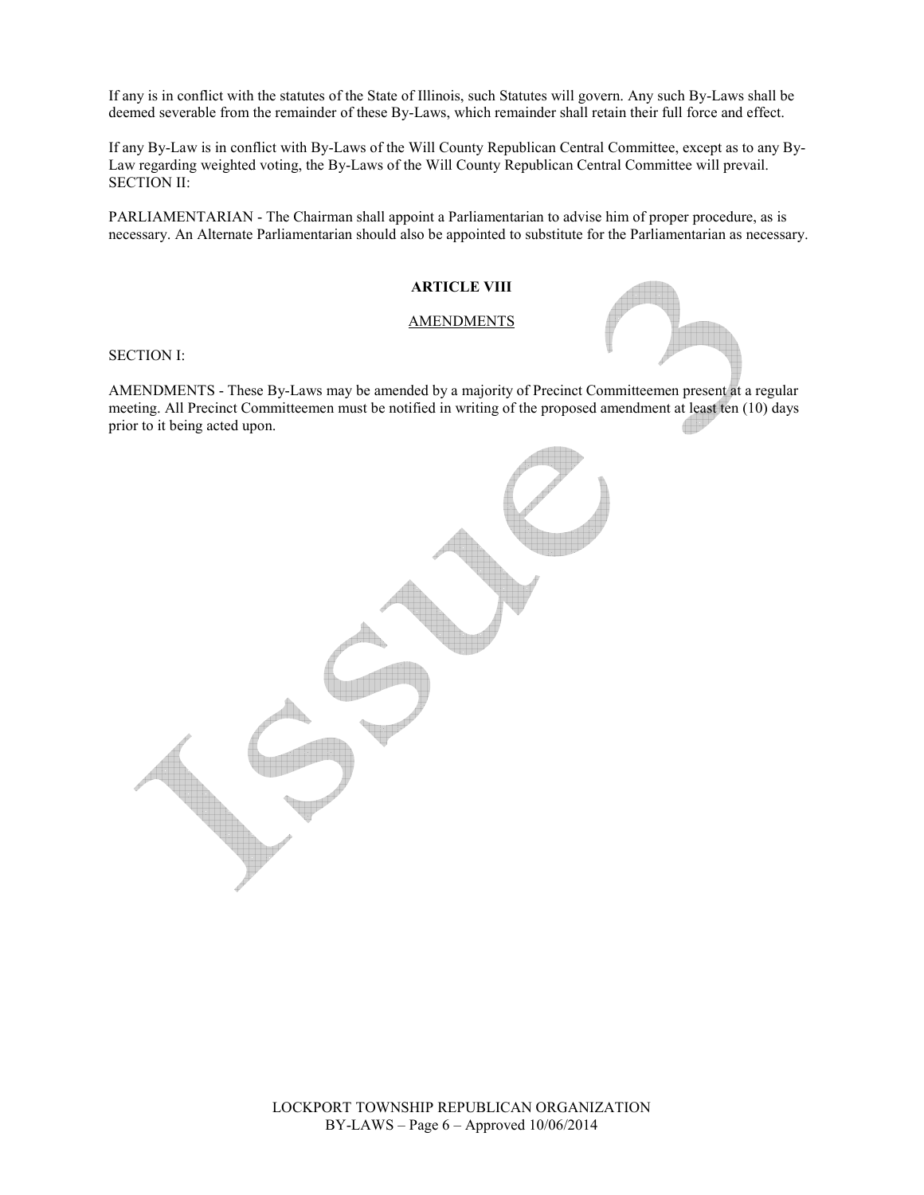If any is in conflict with the statutes of the State of Illinois, such Statutes will govern. Any such By-Laws shall be deemed severable from the remainder of these By-Laws, which remainder shall retain their full force and effect.

If any By-Law is in conflict with By-Laws of the Will County Republican Central Committee, except as to any By-Law regarding weighted voting, the By-Laws of the Will County Republican Central Committee will prevail.
SECTION II:

PARLIAMENTARIAN - The Chairman shall appoint a Parliamentarian to advise him of proper procedure, as is necessary. An Alternate Parliamentarian should also be appointed to substitute for the Parliamentarian as necessary.

## ARTICLE VIII

### AMENDMENTS

SECTION I:

AMENDMENTS - These By-Laws may be amended by a majority of Precinct Committeemen present at a regular meeting. All Precinct Committeemen must be notified in writing of the proposed amendment at least ten (10) days prior to it being acted upon.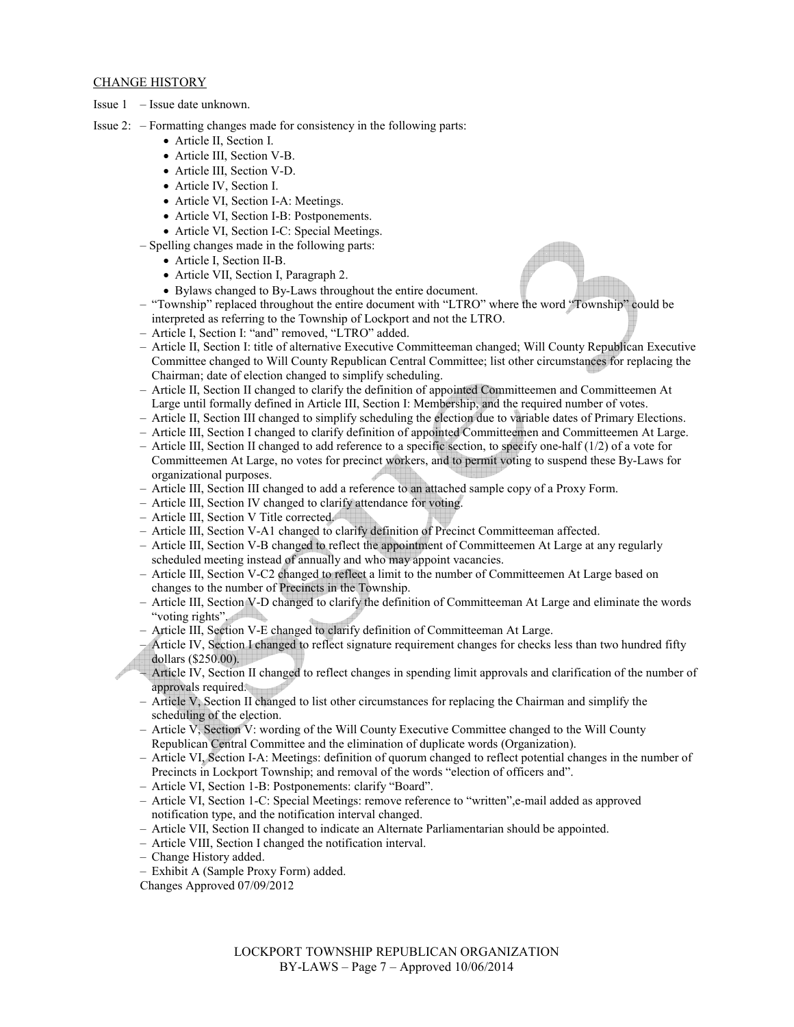CHANGE HISTORY

Issue 1 – Issue date unknown.

Issue 2: – Formatting changes made for consistency in the following parts:

- Article II, Section I.
- Article III, Section V-B.
- Article III, Section V-D.
- Article IV, Section I.
- Article VI, Section I-A: Meetings.
- Article VI, Section I-B: Postponements.
- Article VI, Section I-C: Special Meetings.

– Spelling changes made in the following parts:

- Article I, Section II-B.
- Article VII, Section I, Paragraph 2.
- Bylaws changed to By-Laws throughout the entire document.

– "Township" replaced throughout the entire document with "LTRO" where the word "Township" could be interpreted as referring to the Township of Lockport and not the LTRO.

– Article I, Section I: "and" removed, "LTRO" added.

– Article II, Section I: title of alternative Executive Committeeman changed; Will County Republican Executive Committee changed to Will County Republican Central Committee; list other circumstances for replacing the Chairman; date of election changed to simplify scheduling.

– Article II, Section II changed to clarify the definition of appointed Committeemen and Committeemen At Large until formally defined in Article III, Section I: Membership, and the required number of votes.

– Article II, Section III changed to simplify scheduling the election due to variable dates of Primary Elections.

– Article III, Section I changed to clarify definition of appointed Committeemen and Committeemen At Large.

– Article III, Section II changed to add reference to a specific section, to specify one-half (1/2) of a vote for Committeemen At Large, no votes for precinct workers, and to permit voting to suspend these By-Laws for organizational purposes.

– Article III, Section III changed to add a reference to an attached sample copy of a Proxy Form.

– Article III, Section IV changed to clarify attendance for voting.

– Article III, Section V Title corrected.

– Article III, Section V-A1 changed to clarify definition of Precinct Committeeman affected.

– Article III, Section V-B changed to reflect the appointment of Committeemen At Large at any regularly scheduled meeting instead of annually and who may appoint vacancies.

– Article III, Section V-C2 changed to reflect a limit to the number of Committeemen At Large based on changes to the number of Precincts in the Township.

– Article III, Section V-D changed to clarify the definition of Committeeman At Large and eliminate the words "voting rights".

– Article III, Section V-E changed to clarify definition of Committeeman At Large.

– Article IV, Section I changed to reflect signature requirement changes for checks less than two hundred fifty dollars ($250.00).

– Article IV, Section II changed to reflect changes in spending limit approvals and clarification of the number of approvals required.

– Article V, Section II changed to list other circumstances for replacing the Chairman and simplify the scheduling of the election.

– Article V, Section V: wording of the Will County Executive Committee changed to the Will County Republican Central Committee and the elimination of duplicate words (Organization).

– Article VI, Section I-A: Meetings: definition of quorum changed to reflect potential changes in the number of Precincts in Lockport Township; and removal of the words "election of officers and".

– Article VI, Section 1-B: Postponements: clarify "Board".

– Article VI, Section 1-C: Special Meetings: remove reference to "written",e-mail added as approved notification type, and the notification interval changed.

– Article VII, Section II changed to indicate an Alternate Parliamentarian should be appointed.

– Article VIII, Section I changed the notification interval.

– Change History added.

– Exhibit A (Sample Proxy Form) added.

Changes Approved 07/09/2012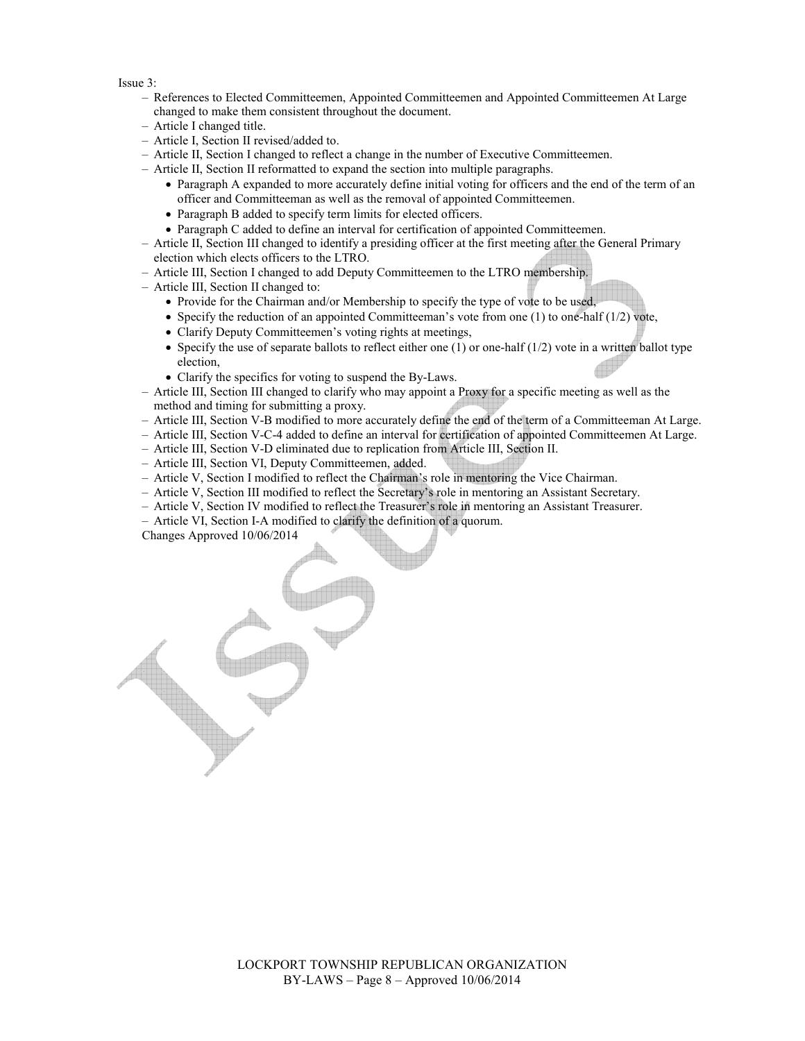Issue 3:

- References to Elected Committeemen, Appointed Committeemen and Appointed Committeemen At Large changed to make them consistent throughout the document.
- Article I changed title.
- Article I, Section II revised/added to.
- Article II, Section I changed to reflect a change in the number of Executive Committeemen.
- Article II, Section II reformatted to expand the section into multiple paragraphs.
  - Paragraph A expanded to more accurately define initial voting for officers and the end of the term of an officer and Committeeman as well as the removal of appointed Committeemen.
  - Paragraph B added to specify term limits for elected officers.
  - Paragraph C added to define an interval for certification of appointed Committeemen.
- Article II, Section III changed to identify a presiding officer at the first meeting after the General Primary election which elects officers to the LTRO.
- Article III, Section I changed to add Deputy Committeemen to the LTRO membership.
- Article III, Section II changed to:
  - Provide for the Chairman and/or Membership to specify the type of vote to be used,
  - Specify the reduction of an appointed Committeeman's vote from one (1) to one-half (1/2) vote,
  - Clarify Deputy Committeemen's voting rights at meetings,
  - Specify the use of separate ballots to reflect either one (1) or one-half (1/2) vote in a written ballot type election,
  - Clarify the specifics for voting to suspend the By-Laws.
- Article III, Section III changed to clarify who may appoint a Proxy for a specific meeting as well as the method and timing for submitting a proxy.
- Article III, Section V-B modified to more accurately define the end of the term of a Committeeman At Large.
- Article III, Section V-C-4 added to define an interval for certification of appointed Committeemen At Large.
- Article III, Section V-D eliminated due to replication from Article III, Section II.
- Article III, Section VI, Deputy Committeemen, added.
- Article V, Section I modified to reflect the Chairman's role in mentoring the Vice Chairman.
- Article V, Section III modified to reflect the Secretary's role in mentoring an Assistant Secretary.
- Article V, Section IV modified to reflect the Treasurer's role in mentoring an Assistant Treasurer.
- Article VI, Section I-A modified to clarify the definition of a quorum.

Changes Approved 10/06/2014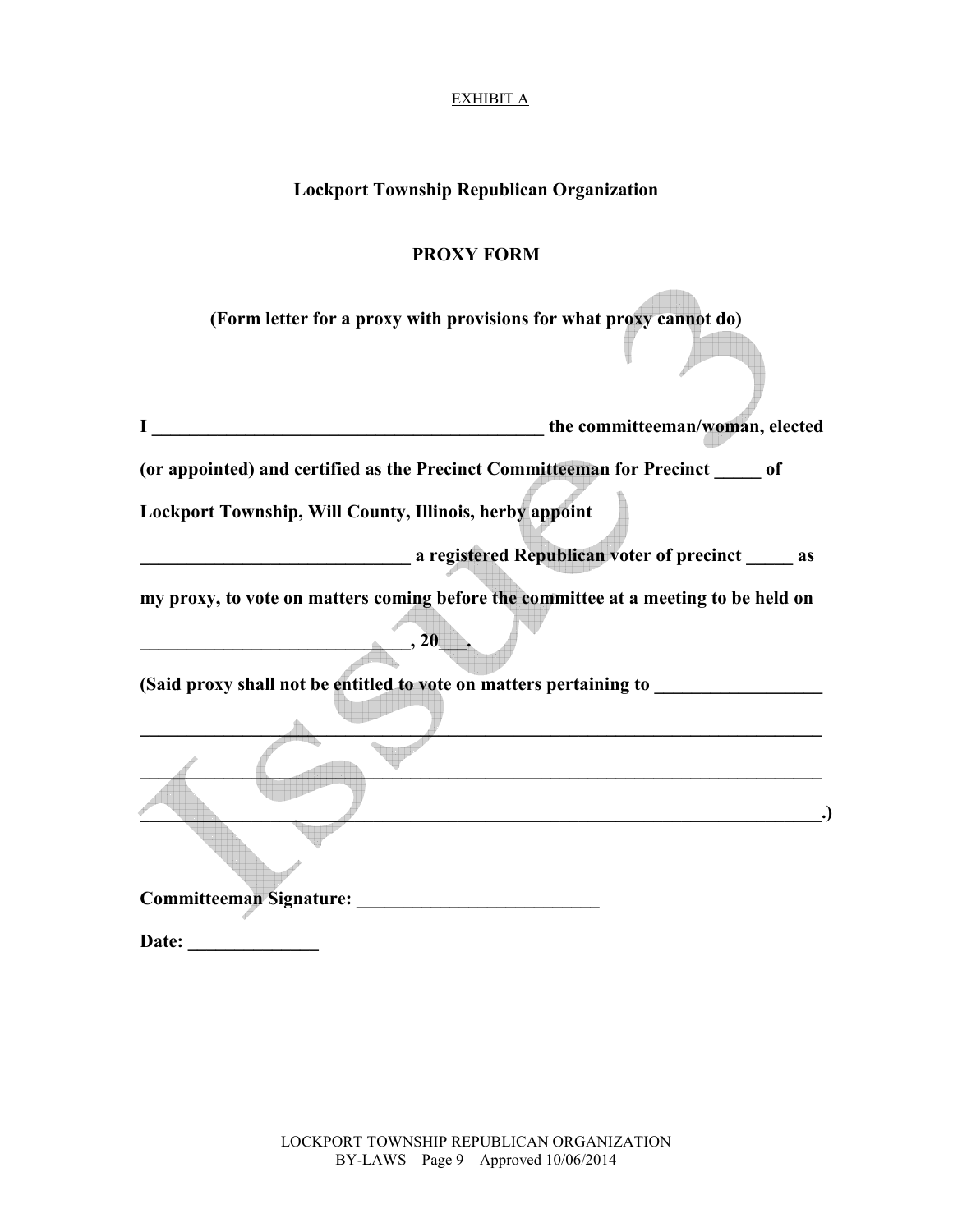EXHIBIT A

## Lockport Township Republican Organization

## PROXY FORM

**(Form letter for a proxy with provisions for what proxy cannot do)**

**I ___________________________________________ the committeeman/woman, elected (or appointed) and certified as the Precinct Committeeman for Precinct _____ of Lockport Township, Will County, Illinois, herby appoint _____________________________ a registered Republican voter of precinct _____ as my proxy, to vote on matters coming before the committee at a meeting to be held on _____________________________, 20___.**

**(Said proxy shall not be entitled to vote on matters pertaining to __________________**
**___________________________________________________________________________**
**___________________________________________________________________________**
**___________________________________________________________________________.)**

**Committeeman Signature: __________________________**

**Date: ______________**